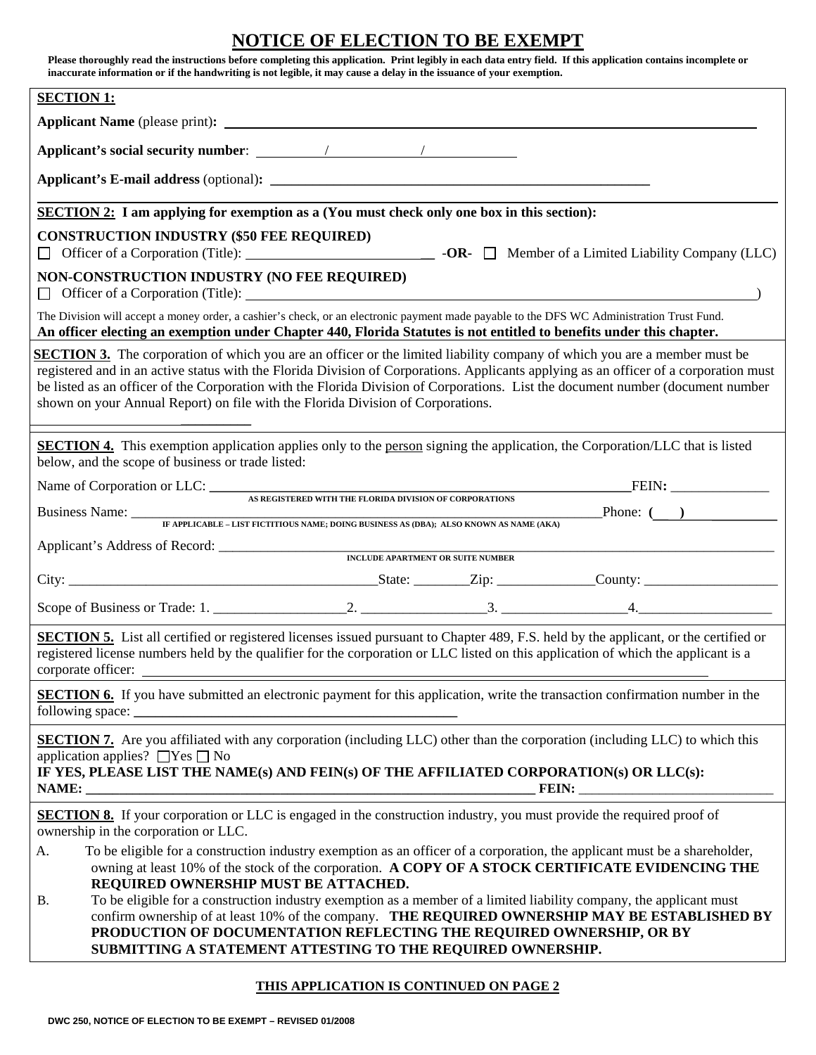# NOTICE OF ELECTION TO BE EXEMPT

**Please thoroughly read the instructions before completing this application. Print legibly in each data entry field. If this application contains incomplete or inaccurate information or if the handwriting is not legible, it may cause a delay in the issuance of your exemption.**

**SECTION 1:**

**Applicant Name** (please print)**:** ______________________________

**Applicant's social security number**: ________ / ________ / ________

**Applicant's E-mail address** (optional)**:** ______________________________

**SECTION 2: I am applying for exemption as a (You must check only one box in this section):**

**CONSTRUCTION INDUSTRY ($50 FEE REQUIRED)**

☐ Officer of a Corporation (Title): ____________________ **-OR-** ☐ Member of a Limited Liability Company (LLC)

**NON-CONSTRUCTION INDUSTRY (NO FEE REQUIRED)**

☐ Officer of a Corporation (Title): ______________________________)

The Division will accept a money order, a cashier's check, or an electronic payment made payable to the DFS WC Administration Trust Fund.
**An officer electing an exemption under Chapter 440, Florida Statutes is not entitled to benefits under this chapter.**

**SECTION 3.** The corporation of which you are an officer or the limited liability company of which you are a member must be registered and in an active status with the Florida Division of Corporations. Applicants applying as an officer of a corporation must be listed as an officer of the Corporation with the Florida Division of Corporations. List the document number (document number shown on your Annual Report) on file with the Florida Division of Corporations.

______________________________

**SECTION 4.** This exemption application applies only to the person signing the application, the Corporation/LLC that is listed below, and the scope of business or trade listed:

Name of Corporation or LLC: ______________________________ FEIN**:** ______________
**AS REGISTERED WITH THE FLORIDA DIVISION OF CORPORATIONS**

Business Name: ______________________________ Phone: **(   )** ______________
**IF APPLICABLE – LIST FICTITIOUS NAME; DOING BUSINESS AS (DBA); ALSO KNOWN AS NAME (AKA)**

Applicant's Address of Record: ______________________________
**INCLUDE APARTMENT OR SUITE NUMBER**

City: ______________________ State: ________ Zip: ______________ County: ____________________

Scope of Business or Trade: 1. ________________ 2. ________________ 3. ________________ 4. ________________

**SECTION 5.** List all certified or registered licenses issued pursuant to Chapter 489, F.S. held by the applicant, or the certified or registered license numbers held by the qualifier for the corporation or LLC listed on this application of which the applicant is a corporate officer: ______________________________

**SECTION 6.** If you have submitted an electronic payment for this application, write the transaction confirmation number in the following space: ______________________________

**SECTION 7.** Are you affiliated with any corporation (including LLC) other than the corporation (including LLC) to which this application applies? ☐Yes ☐ No
**IF YES, PLEASE LIST THE NAME(s) AND FEIN(s) OF THE AFFILIATED CORPORATION(s) OR LLC(s):**
**NAME:** ______________________________ **FEIN:** ______________________________

**SECTION 8.** If your corporation or LLC is engaged in the construction industry, you must provide the required proof of ownership in the corporation or LLC.

A. To be eligible for a construction industry exemption as an officer of a corporation, the applicant must be a shareholder, owning at least 10% of the stock of the corporation. **A COPY OF A STOCK CERTIFICATE EVIDENCING THE REQUIRED OWNERSHIP MUST BE ATTACHED.**

B. To be eligible for a construction industry exemption as a member of a limited liability company, the applicant must confirm ownership of at least 10% of the company. **THE REQUIRED OWNERSHIP MAY BE ESTABLISHED BY PRODUCTION OF DOCUMENTATION REFLECTING THE REQUIRED OWNERSHIP, OR BY SUBMITTING A STATEMENT ATTESTING TO THE REQUIRED OWNERSHIP.**

**THIS APPLICATION IS CONTINUED ON PAGE 2**

**DWC 250, NOTICE OF ELECTION TO BE EXEMPT – REVISED 01/2008**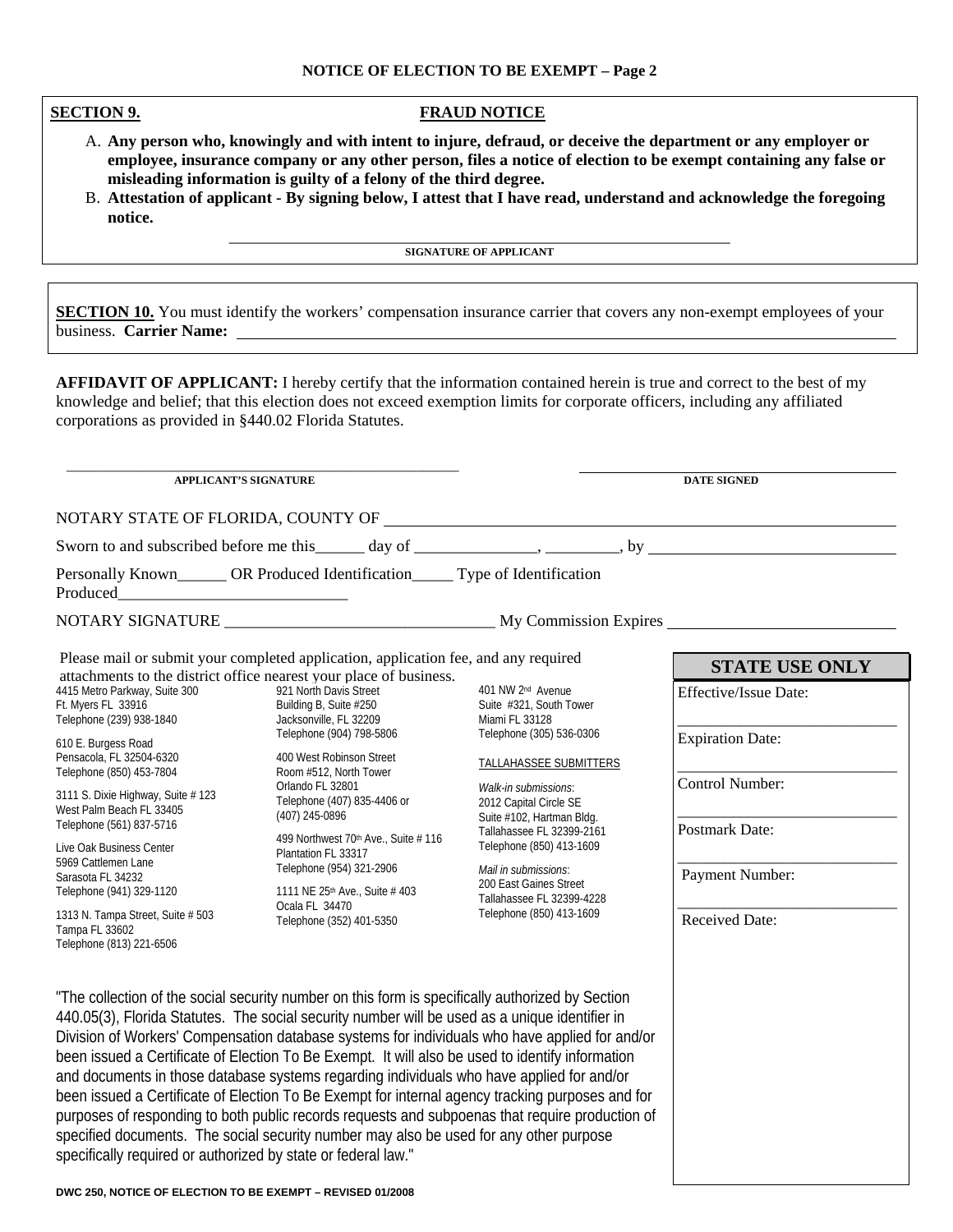## NOTICE OF ELECTION TO BE EXEMPT – Page 2

**SECTION 9.** **FRAUD NOTICE**

A. **Any person who, knowingly and with intent to injure, defraud, or deceive the department or any employer or employee, insurance company or any other person, files a notice of election to be exempt containing any false or misleading information is guilty of a felony of the third degree.**

B. **Attestation of applicant - By signing below, I attest that I have read, understand and acknowledge the foregoing notice.**

_______________________________________________
**SIGNATURE OF APPLICANT**

**SECTION 10.** You must identify the workers' compensation insurance carrier that covers any non-exempt employees of your business. **Carrier Name:** _______________________________________________

**AFFIDAVIT OF APPLICANT:** I hereby certify that the information contained herein is true and correct to the best of my knowledge and belief; that this election does not exceed exemption limits for corporate officers, including any affiliated corporations as provided in §440.02 Florida Statutes.

_______________________________ **APPLICANT'S SIGNATURE**

_______________________________ **DATE SIGNED**

NOTARY STATE OF FLORIDA, COUNTY OF _______________________________

Sworn to and subscribed before me this______ day of _______________, _________, by _______________________________

Personally Known______ OR Produced Identification_____ Type of Identification Produced____________________________

NOTARY SIGNATURE _________________________________ My Commission Expires ___________________________

Please mail or submit your completed application, application fee, and any required attachments to the district office nearest your place of business.

4415 Metro Parkway, Suite 300
Ft. Myers FL 33916
Telephone (239) 938-1840

610 E. Burgess Road
Pensacola, FL 32504-6320
Telephone (850) 453-7804

3111 S. Dixie Highway, Suite # 123
West Palm Beach FL 33405
Telephone (561) 837-5716

Live Oak Business Center
5969 Cattlemen Lane
Sarasota FL 34232
Telephone (941) 329-1120

1313 N. Tampa Street, Suite # 503
Tampa FL 33602
Telephone (813) 221-6506

921 North Davis Street
Building B, Suite #250
Jacksonville, FL 32209
Telephone (904) 798-5806

400 West Robinson Street
Room #512, North Tower
Orlando FL 32801
Telephone (407) 835-4406 or (407) 245-0896

499 Northwest 70th Ave., Suite # 116
Plantation FL 33317
Telephone (954) 321-2906

1111 NE 25th Ave., Suite # 403
Ocala FL 34470
Telephone (352) 401-5350

401 NW 2nd Avenue
Suite #321, South Tower
Miami FL 33128
Telephone (305) 536-0306

TALLAHASSEE SUBMITTERS

*Walk-in submissions*:
2012 Capital Circle SE
Suite #102, Hartman Bldg.
Tallahassee FL 32399-2161
Telephone (850) 413-1609

*Mail in submissions*:
200 East Gaines Street
Tallahassee FL 32399-4228
Telephone (850) 413-1609

**STATE USE ONLY**

Effective/Issue Date: ___________________________

Expiration Date: ___________________________

Control Number: ___________________________

Postmark Date: ___________________________

Payment Number: ___________________________

Received Date:

"The collection of the social security number on this form is specifically authorized by Section 440.05(3), Florida Statutes. The social security number will be used as a unique identifier in Division of Workers' Compensation database systems for individuals who have applied for and/or been issued a Certificate of Election To Be Exempt. It will also be used to identify information and documents in those database systems regarding individuals who have applied for and/or been issued a Certificate of Election To Be Exempt for internal agency tracking purposes and for purposes of responding to both public records requests and subpoenas that require production of specified documents. The social security number may also be used for any other purpose specifically required or authorized by state or federal law."

**DWC 250, NOTICE OF ELECTION TO BE EXEMPT – REVISED 01/2008**